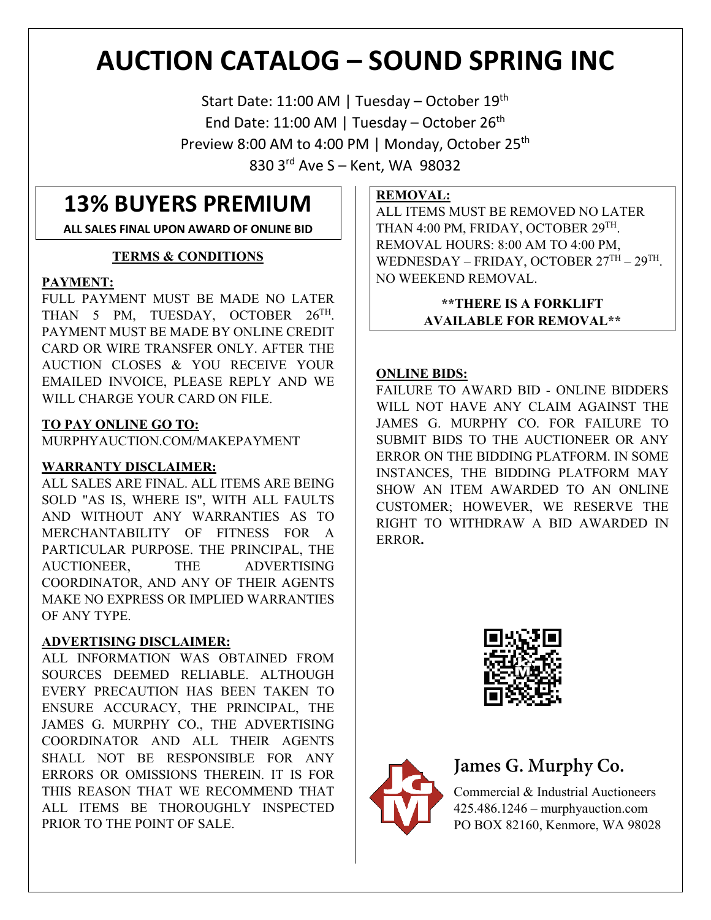# AUCTION CATALOG – SOUND SPRING INC

Start Date: 11:00 AM | Tuesday – October 19th
End Date: 11:00 AM | Tuesday – October 26th
Preview 8:00 AM to 4:00 PM | Monday, October 25th
830 3rd Ave S – Kent, WA 98032

## 13% BUYERS PREMIUM

**ALL SALES FINAL UPON AWARD OF ONLINE BID**

### TERMS & CONDITIONS

**PAYMENT:**
FULL PAYMENT MUST BE MADE NO LATER THAN 5 PM, TUESDAY, OCTOBER 26TH. PAYMENT MUST BE MADE BY ONLINE CREDIT CARD OR WIRE TRANSFER ONLY. AFTER THE AUCTION CLOSES & YOU RECEIVE YOUR EMAILED INVOICE, PLEASE REPLY AND WE WILL CHARGE YOUR CARD ON FILE.

**TO PAY ONLINE GO TO:**
MURPHYAUCTION.COM/MAKEPAYMENT

**WARRANTY DISCLAIMER:**
ALL SALES ARE FINAL. ALL ITEMS ARE BEING SOLD "AS IS, WHERE IS", WITH ALL FAULTS AND WITHOUT ANY WARRANTIES AS TO MERCHANTABILITY OF FITNESS FOR A PARTICULAR PURPOSE. THE PRINCIPAL, THE AUCTIONEER, THE ADVERTISING COORDINATOR, AND ANY OF THEIR AGENTS MAKE NO EXPRESS OR IMPLIED WARRANTIES OF ANY TYPE.

**ADVERTISING DISCLAIMER:**
ALL INFORMATION WAS OBTAINED FROM SOURCES DEEMED RELIABLE. ALTHOUGH EVERY PRECAUTION HAS BEEN TAKEN TO ENSURE ACCURACY, THE PRINCIPAL, THE JAMES G. MURPHY CO., THE ADVERTISING COORDINATOR AND ALL THEIR AGENTS SHALL NOT BE RESPONSIBLE FOR ANY ERRORS OR OMISSIONS THEREIN. IT IS FOR THIS REASON THAT WE RECOMMEND THAT ALL ITEMS BE THOROUGHLY INSPECTED PRIOR TO THE POINT OF SALE.

**REMOVAL:**
ALL ITEMS MUST BE REMOVED NO LATER THAN 4:00 PM, FRIDAY, OCTOBER 29TH. REMOVAL HOURS: 8:00 AM TO 4:00 PM, WEDNESDAY – FRIDAY, OCTOBER 27TH – 29TH. NO WEEKEND REMOVAL.

**\*\*THERE IS A FORKLIFT AVAILABLE FOR REMOVAL\*\***

**ONLINE BIDS:**
FAILURE TO AWARD BID - ONLINE BIDDERS WILL NOT HAVE ANY CLAIM AGAINST THE JAMES G. MURPHY CO. FOR FAILURE TO SUBMIT BIDS TO THE AUCTIONEER OR ANY ERROR ON THE BIDDING PLATFORM. IN SOME INSTANCES, THE BIDDING PLATFORM MAY SHOW AN ITEM AWARDED TO AN ONLINE CUSTOMER; HOWEVER, WE RESERVE THE RIGHT TO WITHDRAW A BID AWARDED IN ERROR.

**James G. Murphy Co.**
Commercial & Industrial Auctioneers
425.486.1246 – murphyauction.com
PO BOX 82160, Kenmore, WA 98028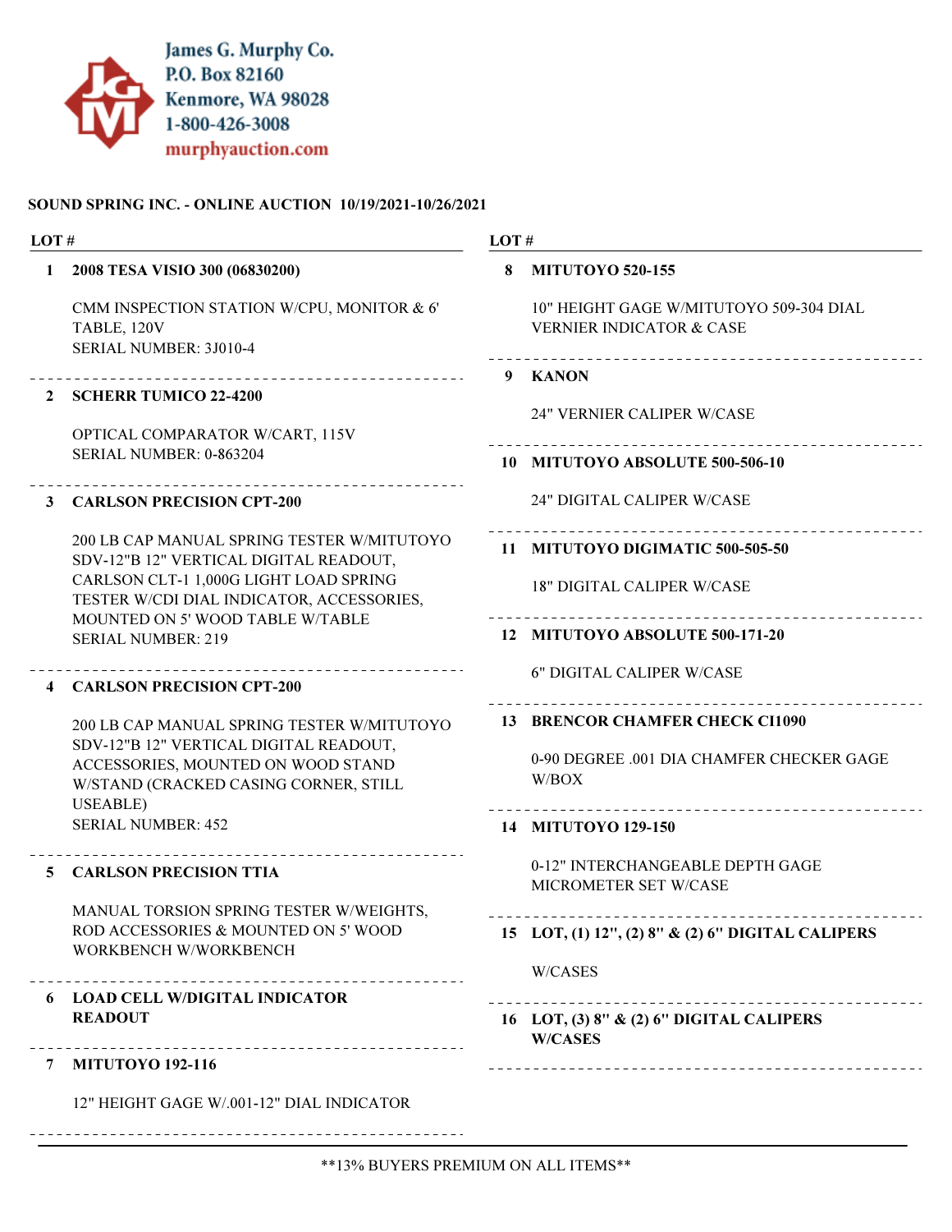James G. Murphy Co.
P.O. Box 82160
Kenmore, WA 98028
1-800-426-3008
murphyauction.com

**SOUND SPRING INC. - ONLINE AUCTION 10/19/2021-10/26/2021**

| LOT # | |
|---|---|
| **1** | **2008 TESA VISIO 300 (06830200)**<br><br>CMM INSPECTION STATION W/CPU, MONITOR & 6' TABLE, 120V<br>SERIAL NUMBER: 3J010-4 |
| **2** | **SCHERR TUMICO 22-4200**<br><br>OPTICAL COMPARATOR W/CART, 115V<br>SERIAL NUMBER: 0-863204 |
| **3** | **CARLSON PRECISION CPT-200**<br><br>200 LB CAP MANUAL SPRING TESTER W/MITUTOYO SDV-12"B 12" VERTICAL DIGITAL READOUT, CARLSON CLT-1 1,000G LIGHT LOAD SPRING TESTER W/CDI DIAL INDICATOR, ACCESSORIES, MOUNTED ON 5' WOOD TABLE W/TABLE<br>SERIAL NUMBER: 219 |
| **4** | **CARLSON PRECISION CPT-200**<br><br>200 LB CAP MANUAL SPRING TESTER W/MITUTOYO SDV-12"B 12" VERTICAL DIGITAL READOUT, ACCESSORIES, MOUNTED ON WOOD STAND W/STAND (CRACKED CASING CORNER, STILL USEABLE)<br>SERIAL NUMBER: 452 |
| **5** | **CARLSON PRECISION TTIA**<br><br>MANUAL TORSION SPRING TESTER W/WEIGHTS, ROD ACCESSORIES & MOUNTED ON 5' WOOD WORKBENCH W/WORKBENCH |
| **6** | **LOAD CELL W/DIGITAL INDICATOR READOUT** |
| **7** | **MITUTOYO 192-116**<br><br>12" HEIGHT GAGE W/.001-12" DIAL INDICATOR |
| **8** | **MITUTOYO 520-155**<br><br>10" HEIGHT GAGE W/MITUTOYO 509-304 DIAL VERNIER INDICATOR & CASE |
| **9** | **KANON**<br><br>24" VERNIER CALIPER W/CASE |
| **10** | **MITUTOYO ABSOLUTE 500-506-10**<br><br>24" DIGITAL CALIPER W/CASE |
| **11** | **MITUTOYO DIGIMATIC 500-505-50**<br><br>18" DIGITAL CALIPER W/CASE |
| **12** | **MITUTOYO ABSOLUTE 500-171-20**<br><br>6" DIGITAL CALIPER W/CASE |
| **13** | **BRENCOR CHAMFER CHECK CI1090**<br><br>0-90 DEGREE .001 DIA CHAMFER CHECKER GAGE W/BOX |
| **14** | **MITUTOYO 129-150**<br><br>0-12" INTERCHANGEABLE DEPTH GAGE MICROMETER SET W/CASE |
| **15** | **LOT, (1) 12", (2) 8" & (2) 6" DIGITAL CALIPERS**<br><br>W/CASES |
| **16** | **LOT, (3) 8" & (2) 6" DIGITAL CALIPERS W/CASES** |

**13% BUYERS PREMIUM ON ALL ITEMS**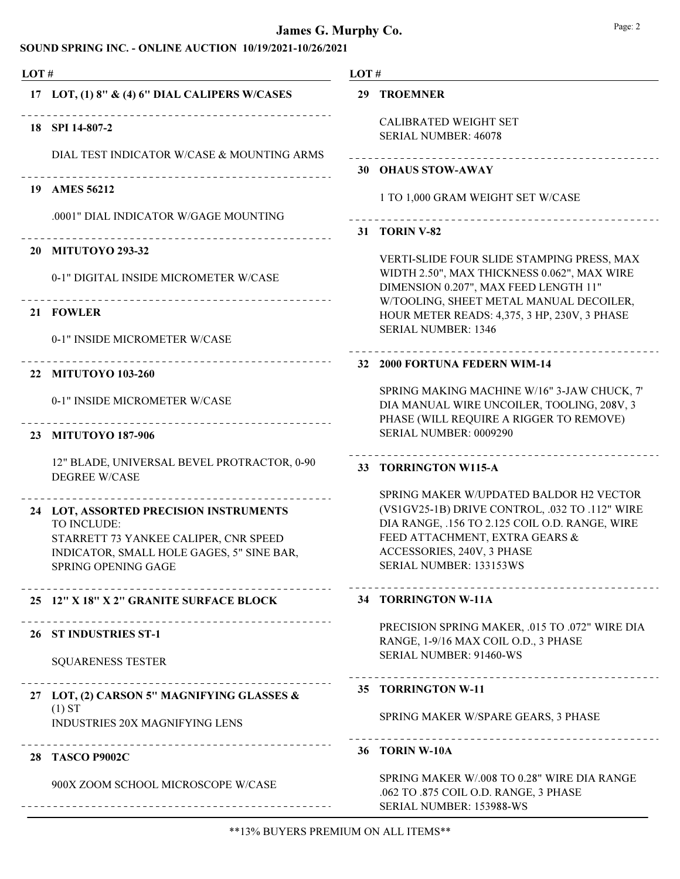**SOUND SPRING INC. - ONLINE AUCTION 10/19/2021-10/26/2021**

**17 LOT, (1) 8" & (4) 6" DIAL CALIPERS W/CASES**

**18 SPI 14-807-2**

DIAL TEST INDICATOR W/CASE & MOUNTING ARMS

**19 AMES 56212**

.0001" DIAL INDICATOR W/GAGE MOUNTING

**20 MITUTOYO 293-32**

0-1" DIGITAL INSIDE MICROMETER W/CASE

**21 FOWLER**

0-1" INSIDE MICROMETER W/CASE

**22 MITUTOYO 103-260**

0-1" INSIDE MICROMETER W/CASE

**23 MITUTOYO 187-906**

12" BLADE, UNIVERSAL BEVEL PROTRACTOR, 0-90 DEGREE W/CASE

**24 LOT, ASSORTED PRECISION INSTRUMENTS**
TO INCLUDE:
STARRETT 73 YANKEE CALIPER, CNR SPEED INDICATOR, SMALL HOLE GAGES, 5" SINE BAR, SPRING OPENING GAGE

**25 12" X 18" X 2" GRANITE SURFACE BLOCK**

**26 ST INDUSTRIES ST-1**

SQUARENESS TESTER

**27 LOT, (2) CARSON 5" MAGNIFYING GLASSES & (1) ST**
INDUSTRIES 20X MAGNIFYING LENS

**28 TASCO P9002C**

900X ZOOM SCHOOL MICROSCOPE W/CASE

**29 TROEMNER**

CALIBRATED WEIGHT SET
SERIAL NUMBER: 46078

**30 OHAUS STOW-AWAY**

1 TO 1,000 GRAM WEIGHT SET W/CASE

**31 TORIN V-82**

VERTI-SLIDE FOUR SLIDE STAMPING PRESS, MAX WIDTH 2.50", MAX THICKNESS 0.062", MAX WIRE DIMENSION 0.207", MAX FEED LENGTH 11" W/TOOLING, SHEET METAL MANUAL DECOILER, HOUR METER READS: 4,375, 3 HP, 230V, 3 PHASE
SERIAL NUMBER: 1346

**32 2000 FORTUNA FEDERN WIM-14**

SPRING MAKING MACHINE W/16" 3-JAW CHUCK, 7' DIA MANUAL WIRE UNCOILER, TOOLING, 208V, 3 PHASE (WILL REQUIRE A RIGGER TO REMOVE)
SERIAL NUMBER: 0009290

**33 TORRINGTON W115-A**

SPRING MAKER W/UPDATED BALDOR H2 VECTOR (VS1GV25-1B) DRIVE CONTROL, .032 TO .112" WIRE DIA RANGE, .156 TO 2.125 COIL O.D. RANGE, WIRE FEED ATTACHMENT, EXTRA GEARS & ACCESSORIES, 240V, 3 PHASE
SERIAL NUMBER: 133153WS

**34 TORRINGTON W-11A**

PRECISION SPRING MAKER, .015 TO .072" WIRE DIA RANGE, 1-9/16 MAX COIL O.D., 3 PHASE
SERIAL NUMBER: 91460-WS

**35 TORRINGTON W-11**

SPRING MAKER W/SPARE GEARS, 3 PHASE

**36 TORIN W-10A**

SPRING MAKER W/.008 TO 0.28" WIRE DIA RANGE .062 TO .875 COIL O.D. RANGE, 3 PHASE
SERIAL NUMBER: 153988-WS

**13% BUYERS PREMIUM ON ALL ITEMS**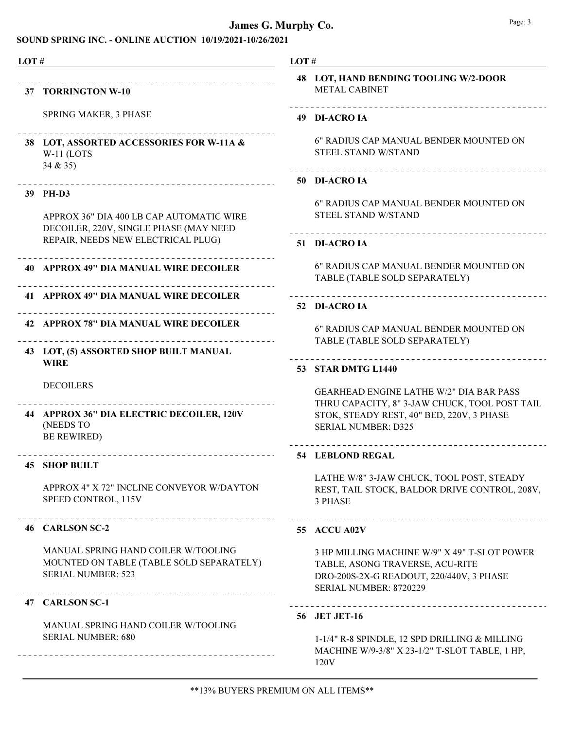# James G. Murphy Co.

## SOUND SPRING INC. - ONLINE AUCTION 10/19/2021-10/26/2021

LOT #

**37 TORRINGTON W-10**

SPRING MAKER, 3 PHASE

**38 LOT, ASSORTED ACCESSORIES FOR W-11A &** W-11 (LOTS 34 & 35)

**39 PH-D3**

APPROX 36" DIA 400 LB CAP AUTOMATIC WIRE DECOILER, 220V, SINGLE PHASE (MAY NEED REPAIR, NEEDS NEW ELECTRICAL PLUG)

**40 APPROX 49" DIA MANUAL WIRE DECOILER**

**41 APPROX 49" DIA MANUAL WIRE DECOILER**

**42 APPROX 78" DIA MANUAL WIRE DECOILER**

**43 LOT, (5) ASSORTED SHOP BUILT MANUAL WIRE**

DECOILERS

**44 APPROX 36" DIA ELECTRIC DECOILER, 120V** (NEEDS TO BE REWIRED)

**45 SHOP BUILT**

APPROX 4" X 72" INCLINE CONVEYOR W/DAYTON SPEED CONTROL, 115V

**46 CARLSON SC-2**

MANUAL SPRING HAND COILER W/TOOLING MOUNTED ON TABLE (TABLE SOLD SEPARATELY)
SERIAL NUMBER: 523

**47 CARLSON SC-1**

MANUAL SPRING HAND COILER W/TOOLING
SERIAL NUMBER: 680

**48 LOT, HAND BENDING TOOLING W/2-DOOR** METAL CABINET

**49 DI-ACRO IA**

6" RADIUS CAP MANUAL BENDER MOUNTED ON STEEL STAND W/STAND

**50 DI-ACRO IA**

6" RADIUS CAP MANUAL BENDER MOUNTED ON STEEL STAND W/STAND

**51 DI-ACRO IA**

6" RADIUS CAP MANUAL BENDER MOUNTED ON TABLE (TABLE SOLD SEPARATELY)

**52 DI-ACRO IA**

6" RADIUS CAP MANUAL BENDER MOUNTED ON TABLE (TABLE SOLD SEPARATELY)

**53 STAR DMTG L1440**

GEARHEAD ENGINE LATHE W/2" DIA BAR PASS THRU CAPACITY, 8" 3-JAW CHUCK, TOOL POST TAIL STOK, STEADY REST, 40" BED, 220V, 3 PHASE
SERIAL NUMBER: D325

**54 LEBLOND REGAL**

LATHE W/8" 3-JAW CHUCK, TOOL POST, STEADY REST, TAIL STOCK, BALDOR DRIVE CONTROL, 208V, 3 PHASE

**55 ACCU A02V**

3 HP MILLING MACHINE W/9" X 49" T-SLOT POWER TABLE, ASONG TRAVERSE, ACU-RITE DRO-200S-2X-G READOUT, 220/440V, 3 PHASE
SERIAL NUMBER: 8720229

**56 JET JET-16**

1-1/4" R-8 SPINDLE, 12 SPD DRILLING & MILLING MACHINE W/9-3/8" X 23-1/2" T-SLOT TABLE, 1 HP, 120V

**13% BUYERS PREMIUM ON ALL ITEMS**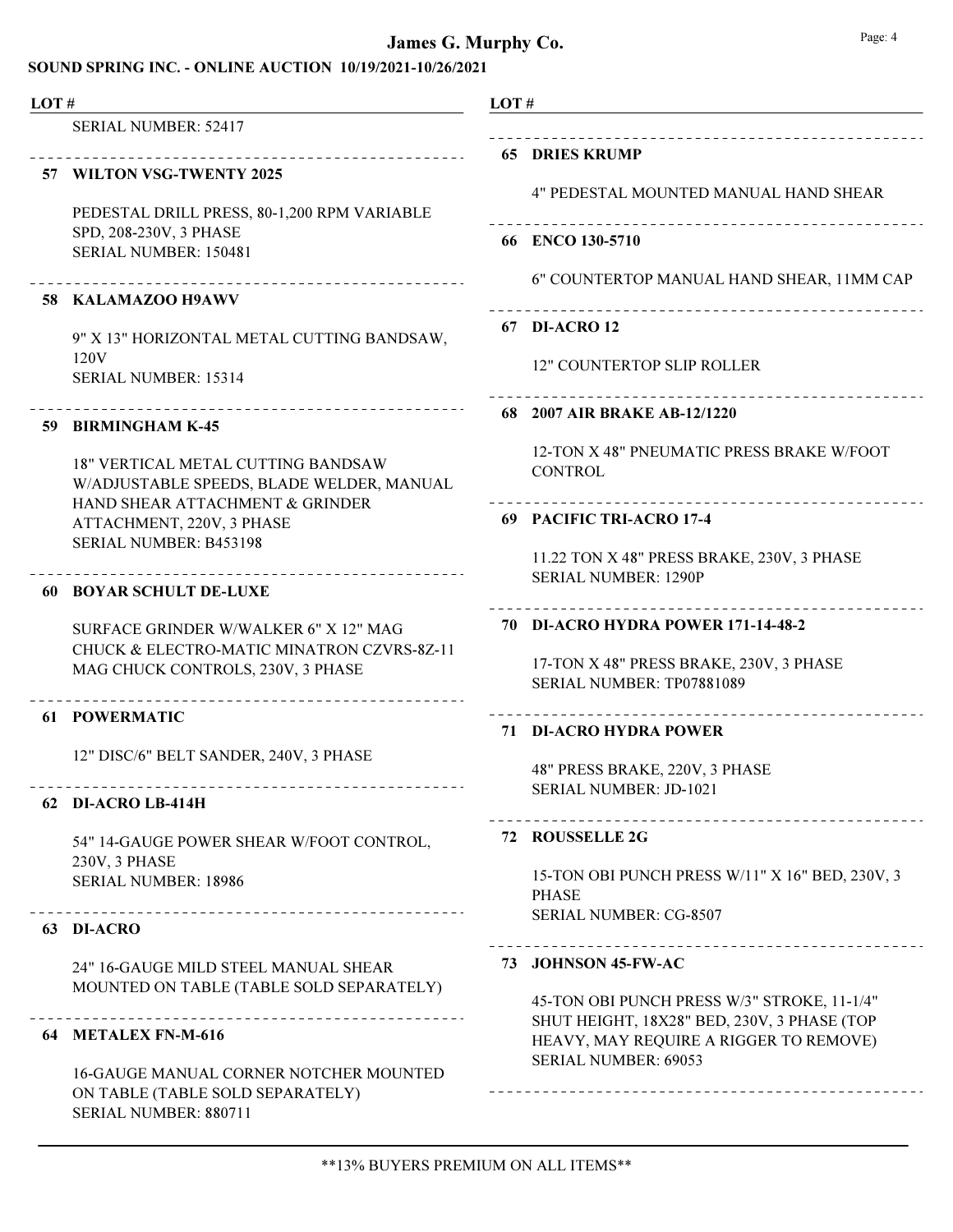SERIAL NUMBER: 52417

---

**57 WILTON VSG-TWENTY 2025**

PEDESTAL DRILL PRESS, 80-1,200 RPM VARIABLE SPD, 208-230V, 3 PHASE
SERIAL NUMBER: 150481

---

**58 KALAMAZOO H9AWV**

9" X 13" HORIZONTAL METAL CUTTING BANDSAW, 120V
SERIAL NUMBER: 15314

---

**59 BIRMINGHAM K-45**

18" VERTICAL METAL CUTTING BANDSAW W/ADJUSTABLE SPEEDS, BLADE WELDER, MANUAL HAND SHEAR ATTACHMENT & GRINDER ATTACHMENT, 220V, 3 PHASE
SERIAL NUMBER: B453198

---

**60 BOYAR SCHULT DE-LUXE**

SURFACE GRINDER W/WALKER 6" X 12" MAG CHUCK & ELECTRO-MATIC MINATRON CZVRS-8Z-11 MAG CHUCK CONTROLS, 230V, 3 PHASE

---

**61 POWERMATIC**

12" DISC/6" BELT SANDER, 240V, 3 PHASE

---

**62 DI-ACRO LB-414H**

54" 14-GAUGE POWER SHEAR W/FOOT CONTROL, 230V, 3 PHASE
SERIAL NUMBER: 18986

---

**63 DI-ACRO**

24" 16-GAUGE MILD STEEL MANUAL SHEAR MOUNTED ON TABLE (TABLE SOLD SEPARATELY)

---

**64 METALEX FN-M-616**

16-GAUGE MANUAL CORNER NOTCHER MOUNTED ON TABLE (TABLE SOLD SEPARATELY)
SERIAL NUMBER: 880711

---

**65 DRIES KRUMP**

4" PEDESTAL MOUNTED MANUAL HAND SHEAR

---

**66 ENCO 130-5710**

6" COUNTERTOP MANUAL HAND SHEAR, 11MM CAP

---

**67 DI-ACRO 12**

12" COUNTERTOP SLIP ROLLER

---

**68 2007 AIR BRAKE AB-12/1220**

12-TON X 48" PNEUMATIC PRESS BRAKE W/FOOT CONTROL

---

**69 PACIFIC TRI-ACRO 17-4**

11.22 TON X 48" PRESS BRAKE, 230V, 3 PHASE
SERIAL NUMBER: 1290P

---

**70 DI-ACRO HYDRA POWER 171-14-48-2**

17-TON X 48" PRESS BRAKE, 230V, 3 PHASE
SERIAL NUMBER: TP07881089

---

**71 DI-ACRO HYDRA POWER**

48" PRESS BRAKE, 220V, 3 PHASE
SERIAL NUMBER: JD-1021

---

**72 ROUSSELLE 2G**

15-TON OBI PUNCH PRESS W/11" X 16" BED, 230V, 3 PHASE
SERIAL NUMBER: CG-8507

---

**73 JOHNSON 45-FW-AC**

45-TON OBI PUNCH PRESS W/3" STROKE, 11-1/4" SHUT HEIGHT, 18X28" BED, 230V, 3 PHASE (TOP HEAVY, MAY REQUIRE A RIGGER TO REMOVE)
SERIAL NUMBER: 69053

---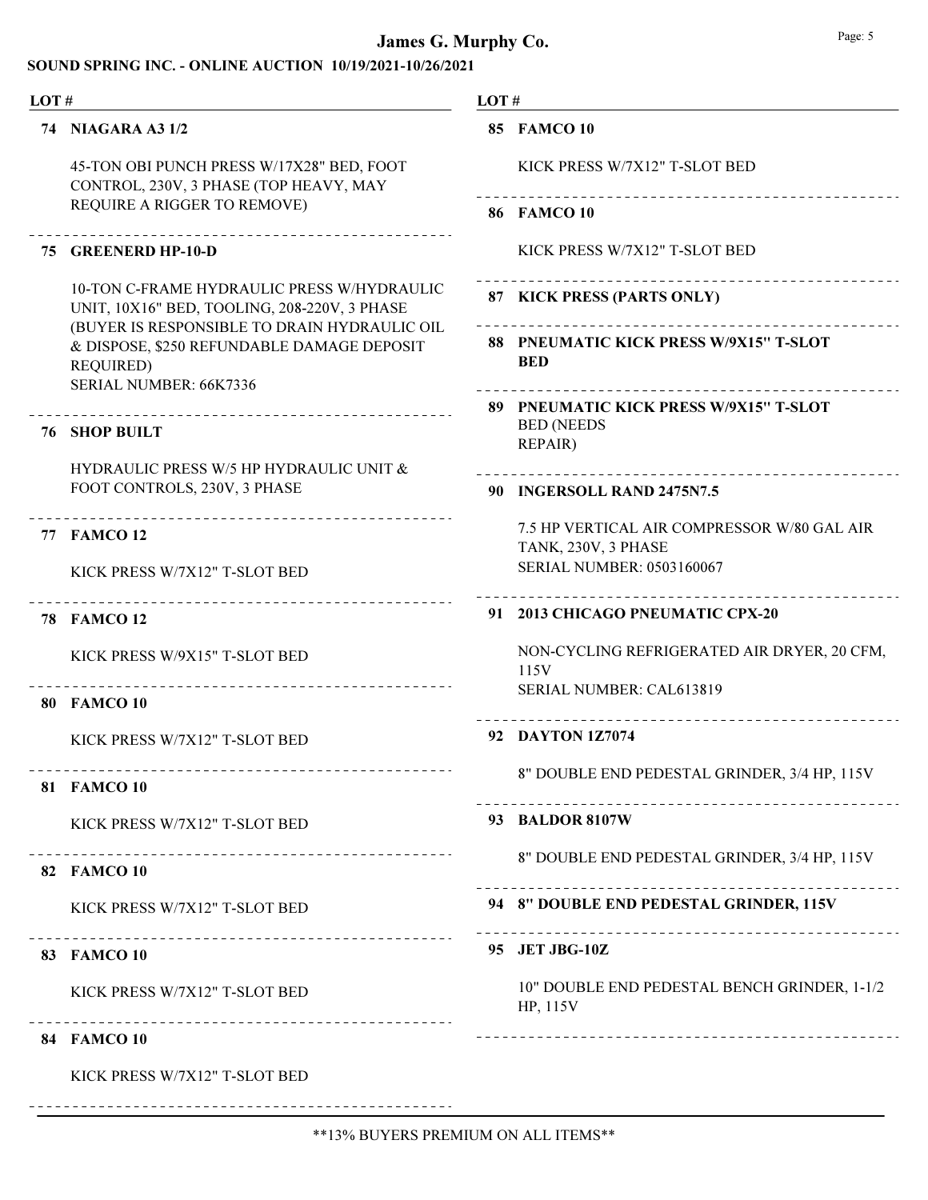# James G. Murphy Co.

## SOUND SPRING INC. - ONLINE AUCTION 10/19/2021-10/26/2021

**74 NIAGARA A3 1/2**

45-TON OBI PUNCH PRESS W/17X28" BED, FOOT CONTROL, 230V, 3 PHASE (TOP HEAVY, MAY REQUIRE A RIGGER TO REMOVE)

---

**75 GREENERD HP-10-D**

10-TON C-FRAME HYDRAULIC PRESS W/HYDRAULIC UNIT, 10X16" BED, TOOLING, 208-220V, 3 PHASE (BUYER IS RESPONSIBLE TO DRAIN HYDRAULIC OIL & DISPOSE, $250 REFUNDABLE DAMAGE DEPOSIT REQUIRED)
SERIAL NUMBER: 66K7336

---

**76 SHOP BUILT**

HYDRAULIC PRESS W/5 HP HYDRAULIC UNIT & FOOT CONTROLS, 230V, 3 PHASE

---

**77 FAMCO 12**

KICK PRESS W/7X12" T-SLOT BED

---

**78 FAMCO 12**

KICK PRESS W/9X15" T-SLOT BED

---

**80 FAMCO 10**

KICK PRESS W/7X12" T-SLOT BED

---

**81 FAMCO 10**

KICK PRESS W/7X12" T-SLOT BED

---

**82 FAMCO 10**

KICK PRESS W/7X12" T-SLOT BED

---

**83 FAMCO 10**

KICK PRESS W/7X12" T-SLOT BED

---

**84 FAMCO 10**

KICK PRESS W/7X12" T-SLOT BED

---

**85 FAMCO 10**

KICK PRESS W/7X12" T-SLOT BED

---

**86 FAMCO 10**

KICK PRESS W/7X12" T-SLOT BED

---

**87 KICK PRESS (PARTS ONLY)**

---

**88 PNEUMATIC KICK PRESS W/9X15" T-SLOT BED**

---

**89 PNEUMATIC KICK PRESS W/9X15" T-SLOT** BED (NEEDS REPAIR)

---

**90 INGERSOLL RAND 2475N7.5**

7.5 HP VERTICAL AIR COMPRESSOR W/80 GAL AIR TANK, 230V, 3 PHASE
SERIAL NUMBER: 0503160067

---

**91 2013 CHICAGO PNEUMATIC CPX-20**

NON-CYCLING REFRIGERATED AIR DRYER, 20 CFM, 115V
SERIAL NUMBER: CAL613819

---

**92 DAYTON 1Z7074**

8" DOUBLE END PEDESTAL GRINDER, 3/4 HP, 115V

---

**93 BALDOR 8107W**

8" DOUBLE END PEDESTAL GRINDER, 3/4 HP, 115V

---

**94 8" DOUBLE END PEDESTAL GRINDER, 115V**

---

**95 JET JBG-10Z**

10" DOUBLE END PEDESTAL BENCH GRINDER, 1-1/2 HP, 115V

---

**13% BUYERS PREMIUM ON ALL ITEMS**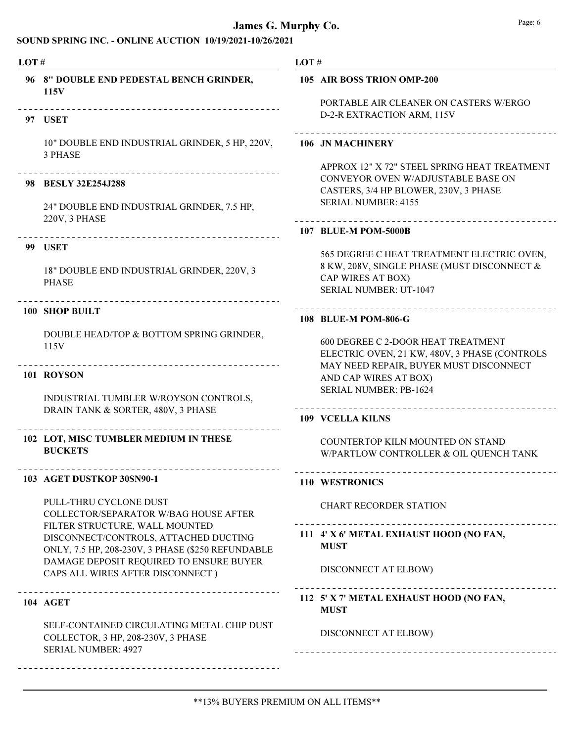**LOT #**

**96 8" DOUBLE END PEDESTAL BENCH GRINDER, 115V**

---

**97 USET**

10" DOUBLE END INDUSTRIAL GRINDER, 5 HP, 220V, 3 PHASE

---

**98 BESLY 32E254J288**

24" DOUBLE END INDUSTRIAL GRINDER, 7.5 HP, 220V, 3 PHASE

---

**99 USET**

18" DOUBLE END INDUSTRIAL GRINDER, 220V, 3 PHASE

---

**100 SHOP BUILT**

DOUBLE HEAD/TOP & BOTTOM SPRING GRINDER, 115V

---

**101 ROYSON**

INDUSTRIAL TUMBLER W/ROYSON CONTROLS, DRAIN TANK & SORTER, 480V, 3 PHASE

---

**102 LOT, MISC TUMBLER MEDIUM IN THESE BUCKETS**

---

**103 AGET DUSTKOP 30SN90-1**

PULL-THRU CYCLONE DUST COLLECTOR/SEPARATOR W/BAG HOUSE AFTER FILTER STRUCTURE, WALL MOUNTED DISCONNECT/CONTROLS, ATTACHED DUCTING ONLY, 7.5 HP, 208-230V, 3 PHASE ($250 REFUNDABLE DAMAGE DEPOSIT REQUIRED TO ENSURE BUYER CAPS ALL WIRES AFTER DISCONNECT )

---

**104 AGET**

SELF-CONTAINED CIRCULATING METAL CHIP DUST COLLECTOR, 3 HP, 208-230V, 3 PHASE
SERIAL NUMBER: 4927

---

**LOT #**

**105 AIR BOSS TRION OMP-200**

PORTABLE AIR CLEANER ON CASTERS W/ERGO D-2-R EXTRACTION ARM, 115V

---

**106 JN MACHINERY**

APPROX 12" X 72" STEEL SPRING HEAT TREATMENT CONVEYOR OVEN W/ADJUSTABLE BASE ON CASTERS, 3/4 HP BLOWER, 230V, 3 PHASE
SERIAL NUMBER: 4155

---

**107 BLUE-M POM-5000B**

565 DEGREE C HEAT TREATMENT ELECTRIC OVEN, 8 KW, 208V, SINGLE PHASE (MUST DISCONNECT & CAP WIRES AT BOX)
SERIAL NUMBER: UT-1047

---

**108 BLUE-M POM-806-G**

600 DEGREE C 2-DOOR HEAT TREATMENT ELECTRIC OVEN, 21 KW, 480V, 3 PHASE (CONTROLS MAY NEED REPAIR, BUYER MUST DISCONNECT AND CAP WIRES AT BOX)
SERIAL NUMBER: PB-1624

---

**109 VCELLA KILNS**

COUNTERTOP KILN MOUNTED ON STAND W/PARTLOW CONTROLLER & OIL QUENCH TANK

---

**110 WESTRONICS**

CHART RECORDER STATION

---

**111 4' X 6' METAL EXHAUST HOOD (NO FAN, MUST**

DISCONNECT AT ELBOW)

---

**112 5' X 7' METAL EXHAUST HOOD (NO FAN, MUST**

DISCONNECT AT ELBOW)

---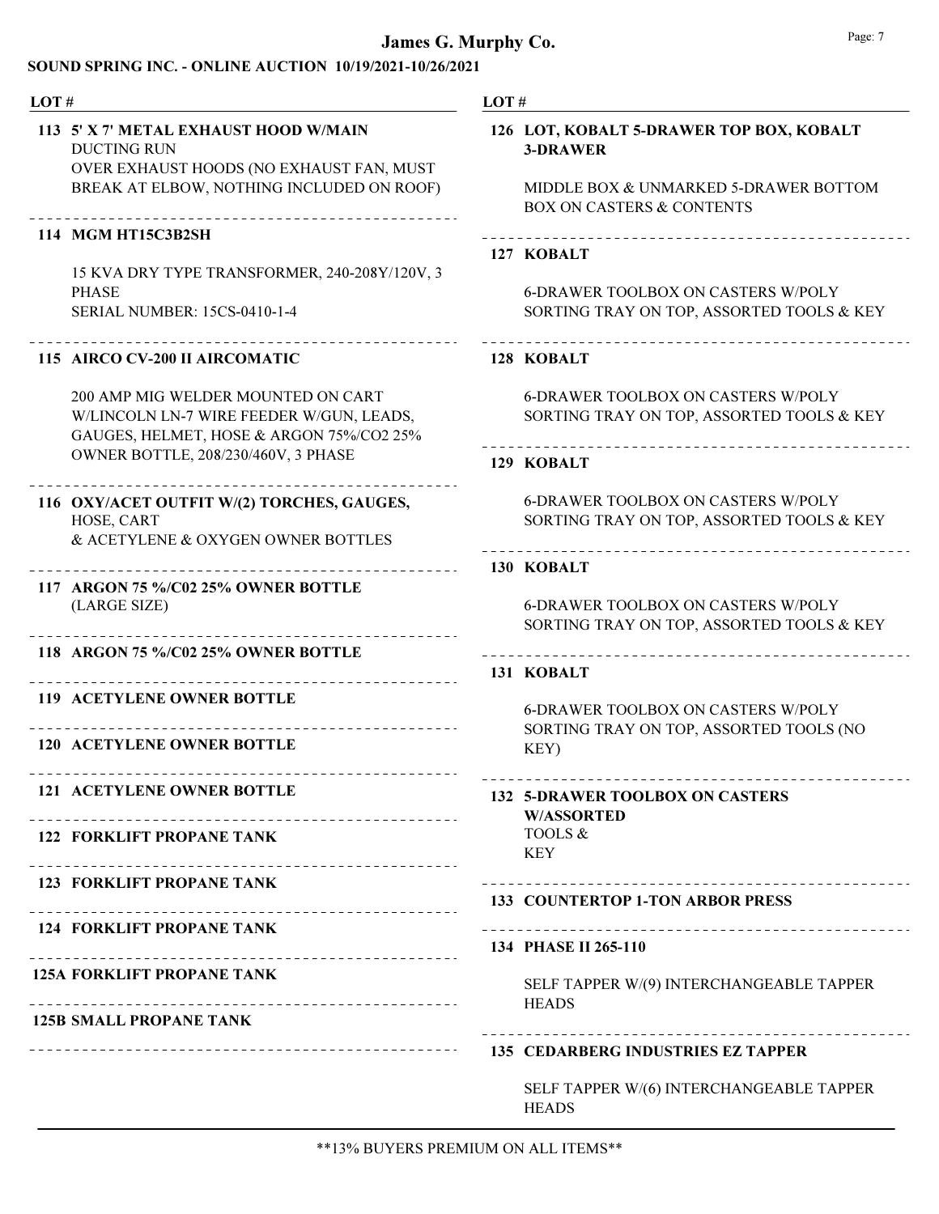**LOT #**

**113 5' X 7' METAL EXHAUST HOOD W/MAIN**
DUCTING RUN
OVER EXHAUST HOODS (NO EXHAUST FAN, MUST BREAK AT ELBOW, NOTHING INCLUDED ON ROOF)

---

**114 MGM HT15C3B2SH**

15 KVA DRY TYPE TRANSFORMER, 240-208Y/120V, 3 PHASE
SERIAL NUMBER: 15CS-0410-1-4

---

**115 AIRCO CV-200 II AIRCOMATIC**

200 AMP MIG WELDER MOUNTED ON CART W/LINCOLN LN-7 WIRE FEEDER W/GUN, LEADS, GAUGES, HELMET, HOSE & ARGON 75%/CO2 25% OWNER BOTTLE, 208/230/460V, 3 PHASE

---

**116 OXY/ACET OUTFIT W/(2) TORCHES, GAUGES,**
HOSE, CART
& ACETYLENE & OXYGEN OWNER BOTTLES

---

**117 ARGON 75 %/C02 25% OWNER BOTTLE**
(LARGE SIZE)

---

**118 ARGON 75 %/C02 25% OWNER BOTTLE**

---

**119 ACETYLENE OWNER BOTTLE**

---

**120 ACETYLENE OWNER BOTTLE**

---

**121 ACETYLENE OWNER BOTTLE**

---

**122 FORKLIFT PROPANE TANK**

---

**123 FORKLIFT PROPANE TANK**

---

**124 FORKLIFT PROPANE TANK**

---

**125A FORKLIFT PROPANE TANK**

---

**125B SMALL PROPANE TANK**

---

**LOT #**

**126 LOT, KOBALT 5-DRAWER TOP BOX, KOBALT 3-DRAWER**

MIDDLE BOX & UNMARKED 5-DRAWER BOTTOM BOX ON CASTERS & CONTENTS

---

**127 KOBALT**

6-DRAWER TOOLBOX ON CASTERS W/POLY SORTING TRAY ON TOP, ASSORTED TOOLS & KEY

---

**128 KOBALT**

6-DRAWER TOOLBOX ON CASTERS W/POLY SORTING TRAY ON TOP, ASSORTED TOOLS & KEY

---

**129 KOBALT**

6-DRAWER TOOLBOX ON CASTERS W/POLY SORTING TRAY ON TOP, ASSORTED TOOLS & KEY

---

**130 KOBALT**

6-DRAWER TOOLBOX ON CASTERS W/POLY SORTING TRAY ON TOP, ASSORTED TOOLS & KEY

---

**131 KOBALT**

6-DRAWER TOOLBOX ON CASTERS W/POLY SORTING TRAY ON TOP, ASSORTED TOOLS (NO KEY)

---

**132 5-DRAWER TOOLBOX ON CASTERS W/ASSORTED**
TOOLS &
KEY

---

**133 COUNTERTOP 1-TON ARBOR PRESS**

---

**134 PHASE II 265-110**

SELF TAPPER W/(9) INTERCHANGEABLE TAPPER HEADS

---

**135 CEDARBERG INDUSTRIES EZ TAPPER**

SELF TAPPER W/(6) INTERCHANGEABLE TAPPER HEADS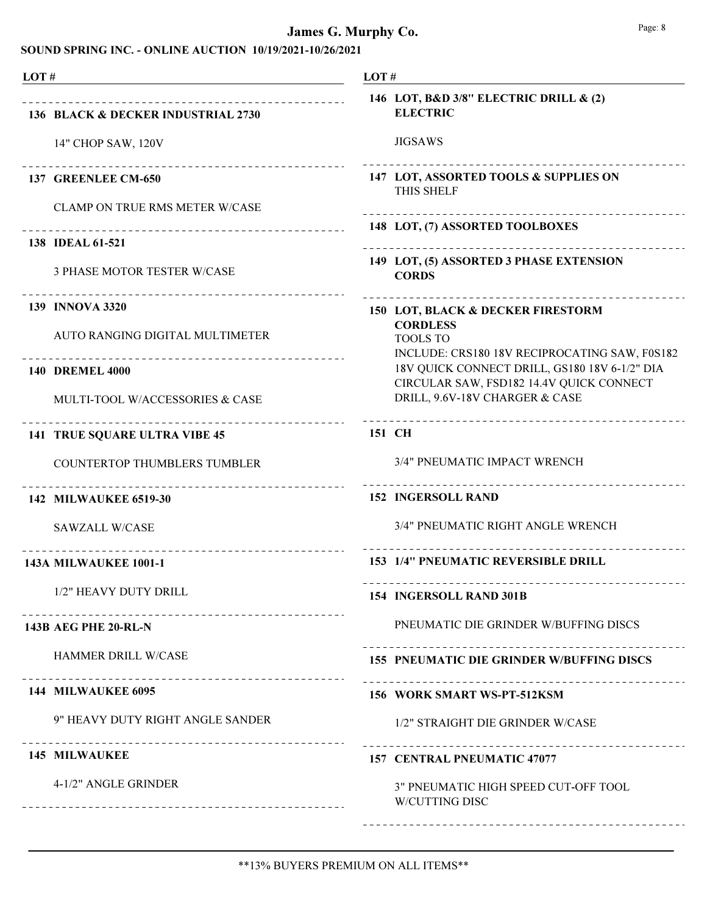# James G. Murphy Co.

## SOUND SPRING INC. - ONLINE AUCTION 10/19/2021-10/26/2021

**LOT #**

**136 BLACK & DECKER INDUSTRIAL 2730**

14" CHOP SAW, 120V

**137 GREENLEE CM-650**

CLAMP ON TRUE RMS METER W/CASE

**138 IDEAL 61-521**

3 PHASE MOTOR TESTER W/CASE

**139 INNOVA 3320**

AUTO RANGING DIGITAL MULTIMETER

**140 DREMEL 4000**

MULTI-TOOL W/ACCESSORIES & CASE

**141 TRUE SQUARE ULTRA VIBE 45**

COUNTERTOP THUMBLERS TUMBLER

**142 MILWAUKEE 6519-30**

SAWZALL W/CASE

**143A MILWAUKEE 1001-1**

1/2" HEAVY DUTY DRILL

**143B AEG PHE 20-RL-N**

HAMMER DRILL W/CASE

**144 MILWAUKEE 6095**

9" HEAVY DUTY RIGHT ANGLE SANDER

**145 MILWAUKEE**

4-1/2" ANGLE GRINDER

**146 LOT, B&D 3/8" ELECTRIC DRILL & (2) ELECTRIC**

JIGSAWS

**147 LOT, ASSORTED TOOLS & SUPPLIES ON**
THIS SHELF

**148 LOT, (7) ASSORTED TOOLBOXES**

**149 LOT, (5) ASSORTED 3 PHASE EXTENSION CORDS**

**150 LOT, BLACK & DECKER FIRESTORM CORDLESS**
TOOLS TO
INCLUDE: CRS180 18V RECIPROCATING SAW, F0S182 18V QUICK CONNECT DRILL, GS180 18V 6-1/2" DIA CIRCULAR SAW, FSD182 14.4V QUICK CONNECT DRILL, 9.6V-18V CHARGER & CASE

**151 CH**

3/4" PNEUMATIC IMPACT WRENCH

**152 INGERSOLL RAND**

3/4" PNEUMATIC RIGHT ANGLE WRENCH

**153 1/4" PNEUMATIC REVERSIBLE DRILL**

**154 INGERSOLL RAND 301B**

PNEUMATIC DIE GRINDER W/BUFFING DISCS

**155 PNEUMATIC DIE GRINDER W/BUFFING DISCS**

**156 WORK SMART WS-PT-512KSM**

1/2" STRAIGHT DIE GRINDER W/CASE

**157 CENTRAL PNEUMATIC 47077**

3" PNEUMATIC HIGH SPEED CUT-OFF TOOL W/CUTTING DISC

**13% BUYERS PREMIUM ON ALL ITEMS**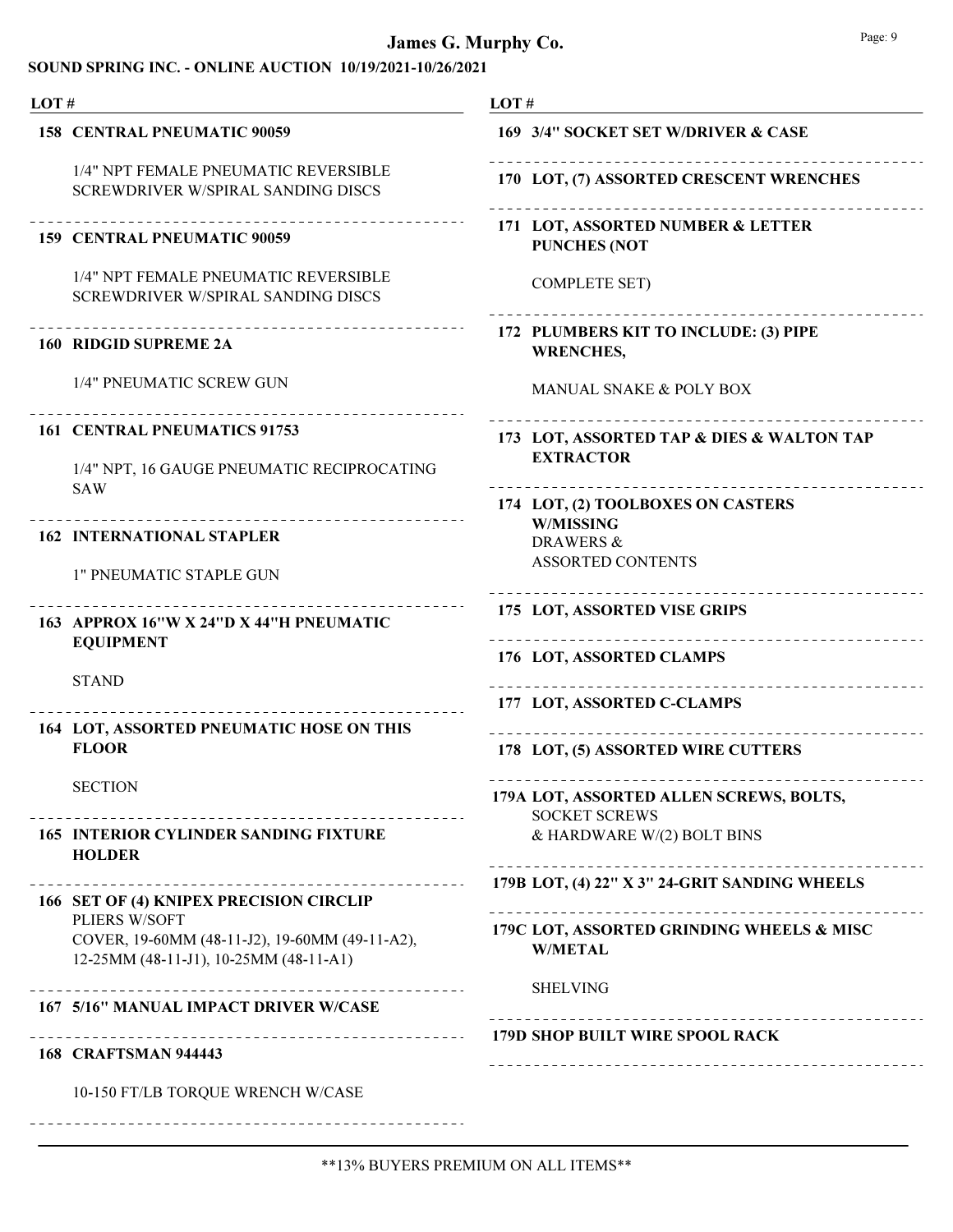# James G. Murphy Co.

## SOUND SPRING INC. - ONLINE AUCTION 10/19/2021-10/26/2021

**LOT #**

**158 CENTRAL PNEUMATIC 90059**

1/4" NPT FEMALE PNEUMATIC REVERSIBLE SCREWDRIVER W/SPIRAL SANDING DISCS

---

**159 CENTRAL PNEUMATIC 90059**

1/4" NPT FEMALE PNEUMATIC REVERSIBLE SCREWDRIVER W/SPIRAL SANDING DISCS

---

**160 RIDGID SUPREME 2A**

1/4" PNEUMATIC SCREW GUN

---

**161 CENTRAL PNEUMATICS 91753**

1/4" NPT, 16 GAUGE PNEUMATIC RECIPROCATING SAW

---

**162 INTERNATIONAL STAPLER**

1" PNEUMATIC STAPLE GUN

---

**163 APPROX 16"W X 24"D X 44"H PNEUMATIC EQUIPMENT**

STAND

---

**164 LOT, ASSORTED PNEUMATIC HOSE ON THIS FLOOR**

SECTION

---

**165 INTERIOR CYLINDER SANDING FIXTURE HOLDER**

---

**166 SET OF (4) KNIPEX PRECISION CIRCLIP** PLIERS W/SOFT COVER, 19-60MM (48-11-J2), 19-60MM (49-11-A2), 12-25MM (48-11-J1), 10-25MM (48-11-A1)

---

**167 5/16" MANUAL IMPACT DRIVER W/CASE**

---

**168 CRAFTSMAN 944443**

10-150 FT/LB TORQUE WRENCH W/CASE

---

**LOT #**

**169 3/4" SOCKET SET W/DRIVER & CASE**

---

**170 LOT, (7) ASSORTED CRESCENT WRENCHES**

---

**171 LOT, ASSORTED NUMBER & LETTER PUNCHES (NOT**

COMPLETE SET)

---

**172 PLUMBERS KIT TO INCLUDE: (3) PIPE WRENCHES,**

MANUAL SNAKE & POLY BOX

---

**173 LOT, ASSORTED TAP & DIES & WALTON TAP EXTRACTOR**

---

**174 LOT, (2) TOOLBOXES ON CASTERS W/MISSING** DRAWERS & ASSORTED CONTENTS

---

**175 LOT, ASSORTED VISE GRIPS**

---

**176 LOT, ASSORTED CLAMPS**

---

**177 LOT, ASSORTED C-CLAMPS**

---

**178 LOT, (5) ASSORTED WIRE CUTTERS**

---

**179A LOT, ASSORTED ALLEN SCREWS, BOLTS,** SOCKET SCREWS & HARDWARE W/(2) BOLT BINS

---

**179B LOT, (4) 22" X 3" 24-GRIT SANDING WHEELS**

---

**179C LOT, ASSORTED GRINDING WHEELS & MISC W/METAL**

SHELVING

---

**179D SHOP BUILT WIRE SPOOL RACK**

---

**13% BUYERS PREMIUM ON ALL ITEMS**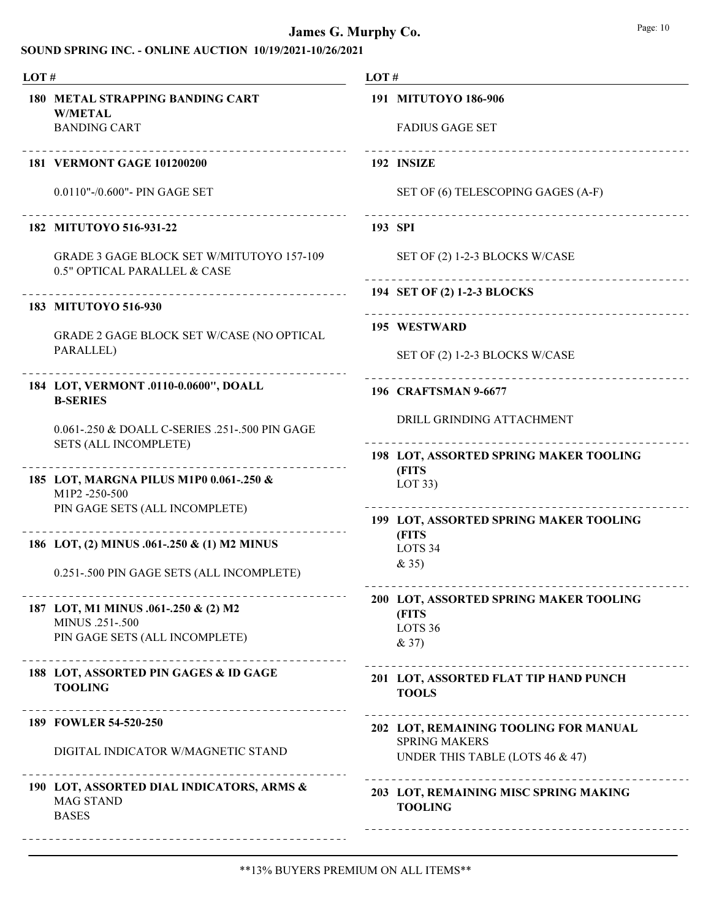**SOUND SPRING INC. - ONLINE AUCTION 10/19/2021-10/26/2021**

| LOT # | |
|---|---|
| **180** | **METAL STRAPPING BANDING CART W/METAL** BANDING CART |
| **181** | **VERMONT GAGE 101200200** 0.0110"-/0.600"- PIN GAGE SET |
| **182** | **MITUTOYO 516-931-22** GRADE 3 GAGE BLOCK SET W/MITUTOYO 157-109 0.5" OPTICAL PARALLEL & CASE |
| **183** | **MITUTOYO 516-930** GRADE 2 GAGE BLOCK SET W/CASE (NO OPTICAL PARALLEL) |
| **184** | **LOT, VERMONT .0110-0.0600", DOALL B-SERIES** 0.061-.250 & DOALL C-SERIES .251-.500 PIN GAGE SETS (ALL INCOMPLETE) |
| **185** | **LOT, MARGNA PILUS M1P0 0.061-.250 &** M1P2 -250-500 PIN GAGE SETS (ALL INCOMPLETE) |
| **186** | **LOT, (2) MINUS .061-.250 & (1) M2 MINUS** 0.251-.500 PIN GAGE SETS (ALL INCOMPLETE) |
| **187** | **LOT, M1 MINUS .061-.250 & (2) M2** MINUS .251-.500 PIN GAGE SETS (ALL INCOMPLETE) |
| **188** | **LOT, ASSORTED PIN GAGES & ID GAGE TOOLING** |
| **189** | **FOWLER 54-520-250** DIGITAL INDICATOR W/MAGNETIC STAND |
| **190** | **LOT, ASSORTED DIAL INDICATORS, ARMS &** MAG STAND BASES |
| **191** | **MITUTOYO 186-906** FADIUS GAGE SET |
| **192** | **INSIZE** SET OF (6) TELESCOPING GAGES (A-F) |
| **193** | **SPI** SET OF (2) 1-2-3 BLOCKS W/CASE |
| **194** | **SET OF (2) 1-2-3 BLOCKS** |
| **195** | **WESTWARD** SET OF (2) 1-2-3 BLOCKS W/CASE |
| **196** | **CRAFTSMAN 9-6677** DRILL GRINDING ATTACHMENT |
| **198** | **LOT, ASSORTED SPRING MAKER TOOLING (FITS** LOT 33) |
| **199** | **LOT, ASSORTED SPRING MAKER TOOLING (FITS** LOTS 34 & 35) |
| **200** | **LOT, ASSORTED SPRING MAKER TOOLING (FITS** LOTS 36 & 37) |
| **201** | **LOT, ASSORTED FLAT TIP HAND PUNCH TOOLS** |
| **202** | **LOT, REMAINING TOOLING FOR MANUAL** SPRING MAKERS UNDER THIS TABLE (LOTS 46 & 47) |
| **203** | **LOT, REMAINING MISC SPRING MAKING TOOLING** |

**13% BUYERS PREMIUM ON ALL ITEMS**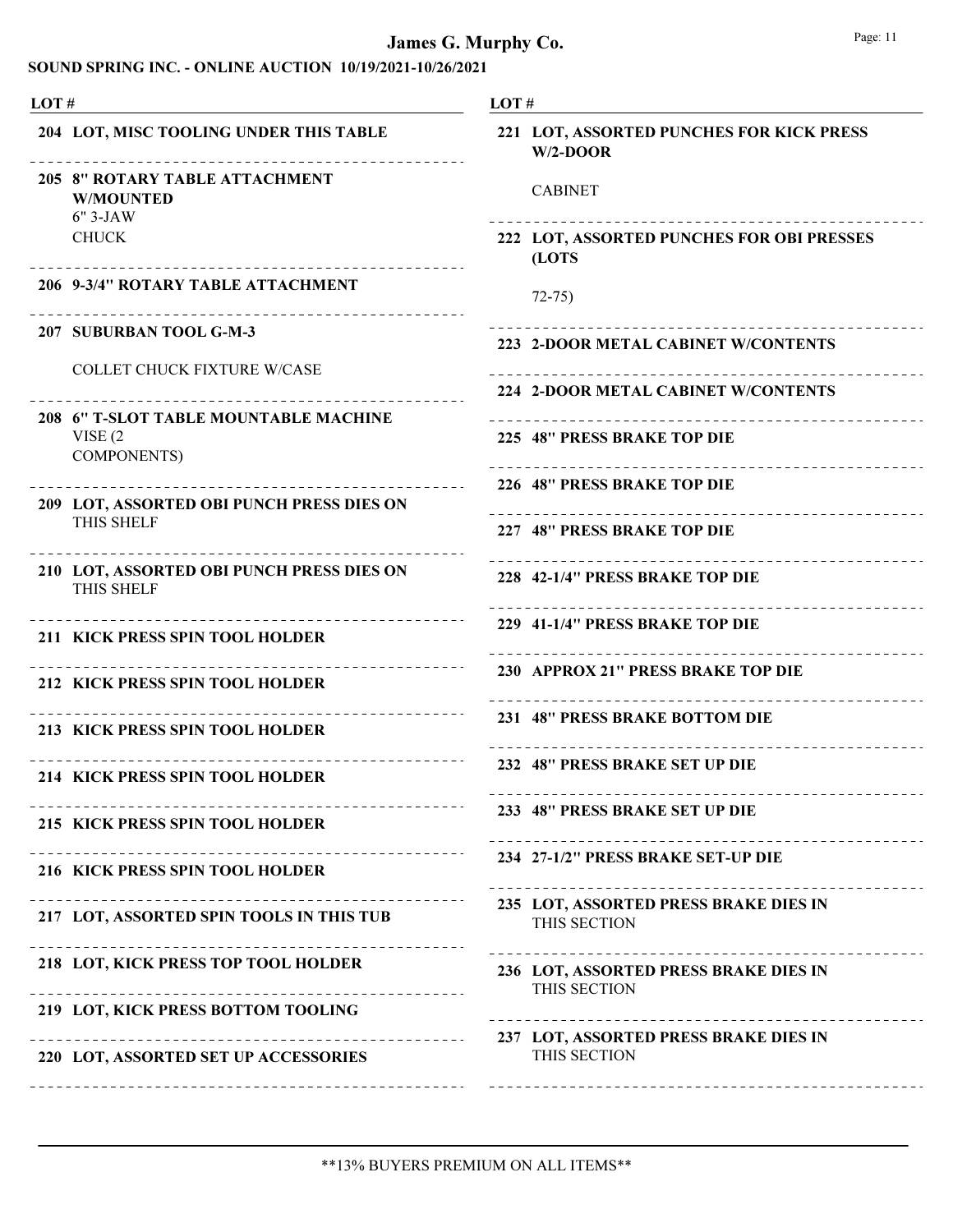# James G. Murphy Co.

## SOUND SPRING INC. - ONLINE AUCTION 10/19/2021-10/26/2021

| LOT # | |
|---|---|
| 204 | LOT, MISC TOOLING UNDER THIS TABLE |
| 205 | 8" ROTARY TABLE ATTACHMENT W/MOUNTED 6" 3-JAW CHUCK |
| 206 | 9-3/4" ROTARY TABLE ATTACHMENT |
| 207 | SUBURBAN TOOL G-M-3 COLLET CHUCK FIXTURE W/CASE |
| 208 | 6" T-SLOT TABLE MOUNTABLE MACHINE VISE (2 COMPONENTS) |
| 209 | LOT, ASSORTED OBI PUNCH PRESS DIES ON THIS SHELF |
| 210 | LOT, ASSORTED OBI PUNCH PRESS DIES ON THIS SHELF |
| 211 | KICK PRESS SPIN TOOL HOLDER |
| 212 | KICK PRESS SPIN TOOL HOLDER |
| 213 | KICK PRESS SPIN TOOL HOLDER |
| 214 | KICK PRESS SPIN TOOL HOLDER |
| 215 | KICK PRESS SPIN TOOL HOLDER |
| 216 | KICK PRESS SPIN TOOL HOLDER |
| 217 | LOT, ASSORTED SPIN TOOLS IN THIS TUB |
| 218 | LOT, KICK PRESS TOP TOOL HOLDER |
| 219 | LOT, KICK PRESS BOTTOM TOOLING |
| 220 | LOT, ASSORTED SET UP ACCESSORIES |
| 221 | LOT, ASSORTED PUNCHES FOR KICK PRESS W/2-DOOR CABINET |
| 222 | LOT, ASSORTED PUNCHES FOR OBI PRESSES (LOTS 72-75) |
| 223 | 2-DOOR METAL CABINET W/CONTENTS |
| 224 | 2-DOOR METAL CABINET W/CONTENTS |
| 225 | 48" PRESS BRAKE TOP DIE |
| 226 | 48" PRESS BRAKE TOP DIE |
| 227 | 48" PRESS BRAKE TOP DIE |
| 228 | 42-1/4" PRESS BRAKE TOP DIE |
| 229 | 41-1/4" PRESS BRAKE TOP DIE |
| 230 | APPROX 21" PRESS BRAKE TOP DIE |
| 231 | 48" PRESS BRAKE BOTTOM DIE |
| 232 | 48" PRESS BRAKE SET UP DIE |
| 233 | 48" PRESS BRAKE SET UP DIE |
| 234 | 27-1/2" PRESS BRAKE SET-UP DIE |
| 235 | LOT, ASSORTED PRESS BRAKE DIES IN THIS SECTION |
| 236 | LOT, ASSORTED PRESS BRAKE DIES IN THIS SECTION |
| 237 | LOT, ASSORTED PRESS BRAKE DIES IN THIS SECTION |

**13% BUYERS PREMIUM ON ALL ITEMS**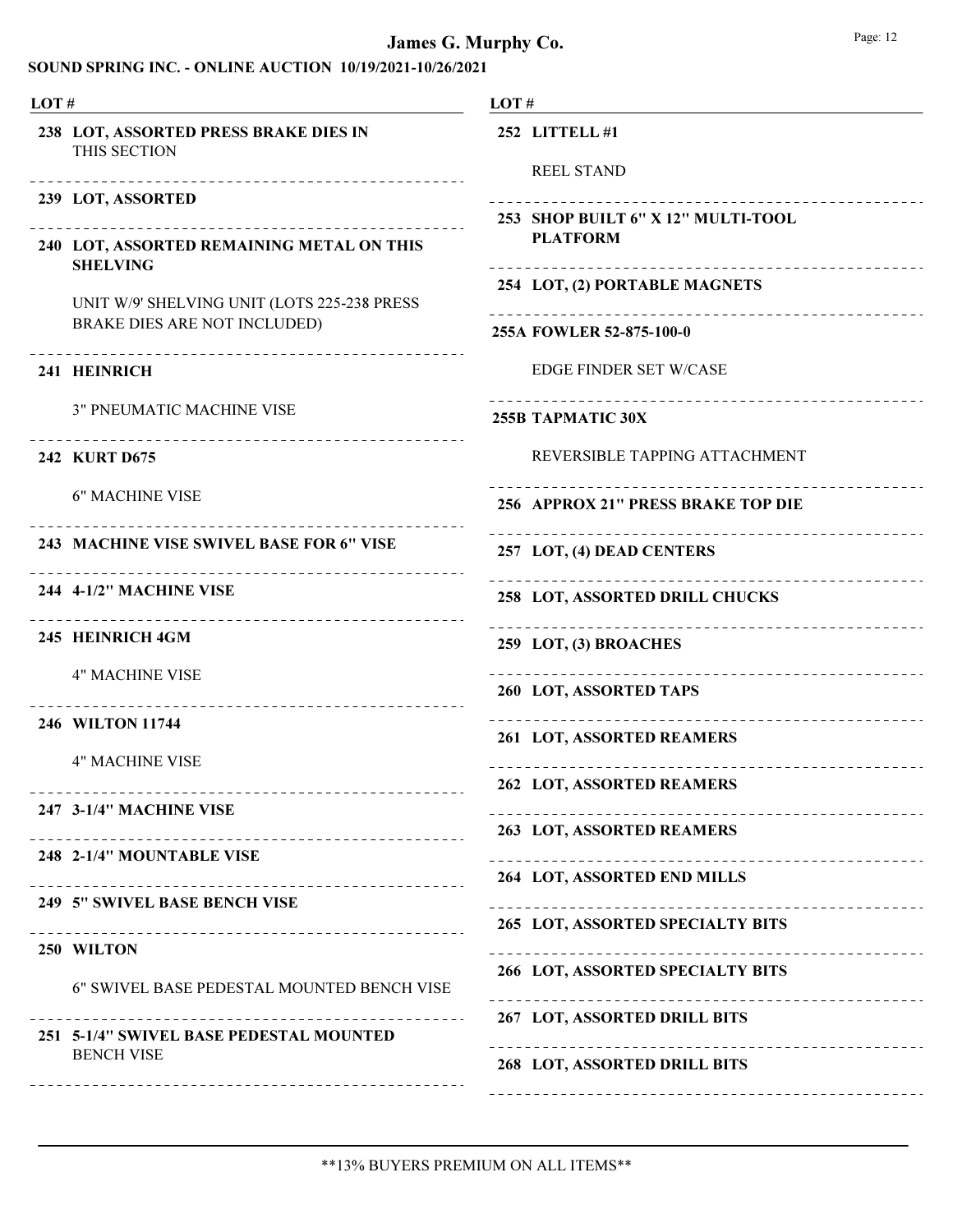**238 LOT, ASSORTED PRESS BRAKE DIES IN** THIS SECTION

---

**239 LOT, ASSORTED**

---

**240 LOT, ASSORTED REMAINING METAL ON THIS SHELVING**

UNIT W/9' SHELVING UNIT (LOTS 225-238 PRESS BRAKE DIES ARE NOT INCLUDED)

---

**241 HEINRICH**

3" PNEUMATIC MACHINE VISE

---

**242 KURT D675**

6" MACHINE VISE

---

**243 MACHINE VISE SWIVEL BASE FOR 6" VISE**

---

**244 4-1/2" MACHINE VISE**

---

**245 HEINRICH 4GM**

4" MACHINE VISE

---

**246 WILTON 11744**

4" MACHINE VISE

---

**247 3-1/4" MACHINE VISE**

---

**248 2-1/4" MOUNTABLE VISE**

---

**249 5" SWIVEL BASE BENCH VISE**

---

**250 WILTON**

6" SWIVEL BASE PEDESTAL MOUNTED BENCH VISE

---

**251 5-1/4" SWIVEL BASE PEDESTAL MOUNTED** BENCH VISE

---

**252 LITTELL #1**

REEL STAND

---

**253 SHOP BUILT 6" X 12" MULTI-TOOL PLATFORM**

---

**254 LOT, (2) PORTABLE MAGNETS**

---

**255A FOWLER 52-875-100-0**

EDGE FINDER SET W/CASE

---

**255B TAPMATIC 30X**

REVERSIBLE TAPPING ATTACHMENT

---

**256 APPROX 21" PRESS BRAKE TOP DIE**

---

**257 LOT, (4) DEAD CENTERS**

---

**258 LOT, ASSORTED DRILL CHUCKS**

---

**259 LOT, (3) BROACHES**

---

**260 LOT, ASSORTED TAPS**

---

**261 LOT, ASSORTED REAMERS**

---

**262 LOT, ASSORTED REAMERS**

---

**263 LOT, ASSORTED REAMERS**

---

**264 LOT, ASSORTED END MILLS**

---

**265 LOT, ASSORTED SPECIALTY BITS**

---

**266 LOT, ASSORTED SPECIALTY BITS**

---

**267 LOT, ASSORTED DRILL BITS**

---

**268 LOT, ASSORTED DRILL BITS**

---

**13% BUYERS PREMIUM ON ALL ITEMS**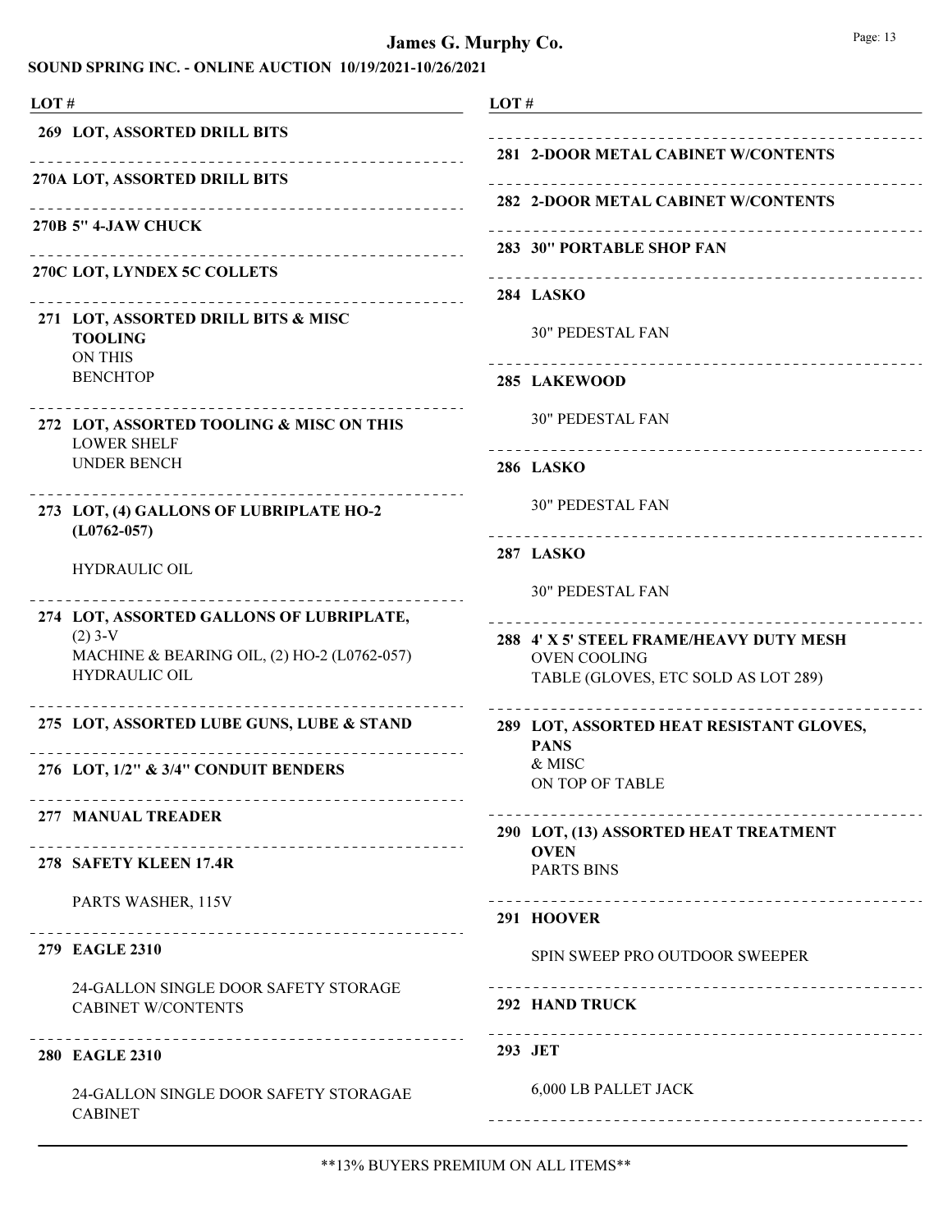# James G. Murphy Co.

## SOUND SPRING INC. - ONLINE AUCTION 10/19/2021-10/26/2021

| LOT # | |
|---|---|
| 269 | **LOT, ASSORTED DRILL BITS** |
| 270A | **LOT, ASSORTED DRILL BITS** |
| 270B | **5" 4-JAW CHUCK** |
| 270C | **LOT, LYNDEX 5C COLLETS** |
| 271 | **LOT, ASSORTED DRILL BITS & MISC TOOLING** ON THIS BENCHTOP |
| 272 | **LOT, ASSORTED TOOLING & MISC ON THIS** LOWER SHELF UNDER BENCH |
| 273 | **LOT, (4) GALLONS OF LUBRIPLATE HO-2 (L0762-057)** HYDRAULIC OIL |
| 274 | **LOT, ASSORTED GALLONS OF LUBRIPLATE,** (2) 3-V MACHINE & BEARING OIL, (2) HO-2 (L0762-057) HYDRAULIC OIL |
| 275 | **LOT, ASSORTED LUBE GUNS, LUBE & STAND** |
| 276 | **LOT, 1/2" & 3/4" CONDUIT BENDERS** |
| 277 | **MANUAL TREADER** |
| 278 | **SAFETY KLEEN 17.4R** PARTS WASHER, 115V |
| 279 | **EAGLE 2310** 24-GALLON SINGLE DOOR SAFETY STORAGE CABINET W/CONTENTS |
| 280 | **EAGLE 2310** 24-GALLON SINGLE DOOR SAFETY STORAGAE CABINET |
| 281 | **2-DOOR METAL CABINET W/CONTENTS** |
| 282 | **2-DOOR METAL CABINET W/CONTENTS** |
| 283 | **30" PORTABLE SHOP FAN** |
| 284 | **LASKO** 30" PEDESTAL FAN |
| 285 | **LAKEWOOD** 30" PEDESTAL FAN |
| 286 | **LASKO** 30" PEDESTAL FAN |
| 287 | **LASKO** 30" PEDESTAL FAN |
| 288 | **4' X 5' STEEL FRAME/HEAVY DUTY MESH** OVEN COOLING TABLE (GLOVES, ETC SOLD AS LOT 289) |
| 289 | **LOT, ASSORTED HEAT RESISTANT GLOVES, PANS** & MISC ON TOP OF TABLE |
| 290 | **LOT, (13) ASSORTED HEAT TREATMENT OVEN** PARTS BINS |
| 291 | **HOOVER** SPIN SWEEP PRO OUTDOOR SWEEPER |
| 292 | **HAND TRUCK** |
| 293 | **JET** 6,000 LB PALLET JACK |

**13% BUYERS PREMIUM ON ALL ITEMS**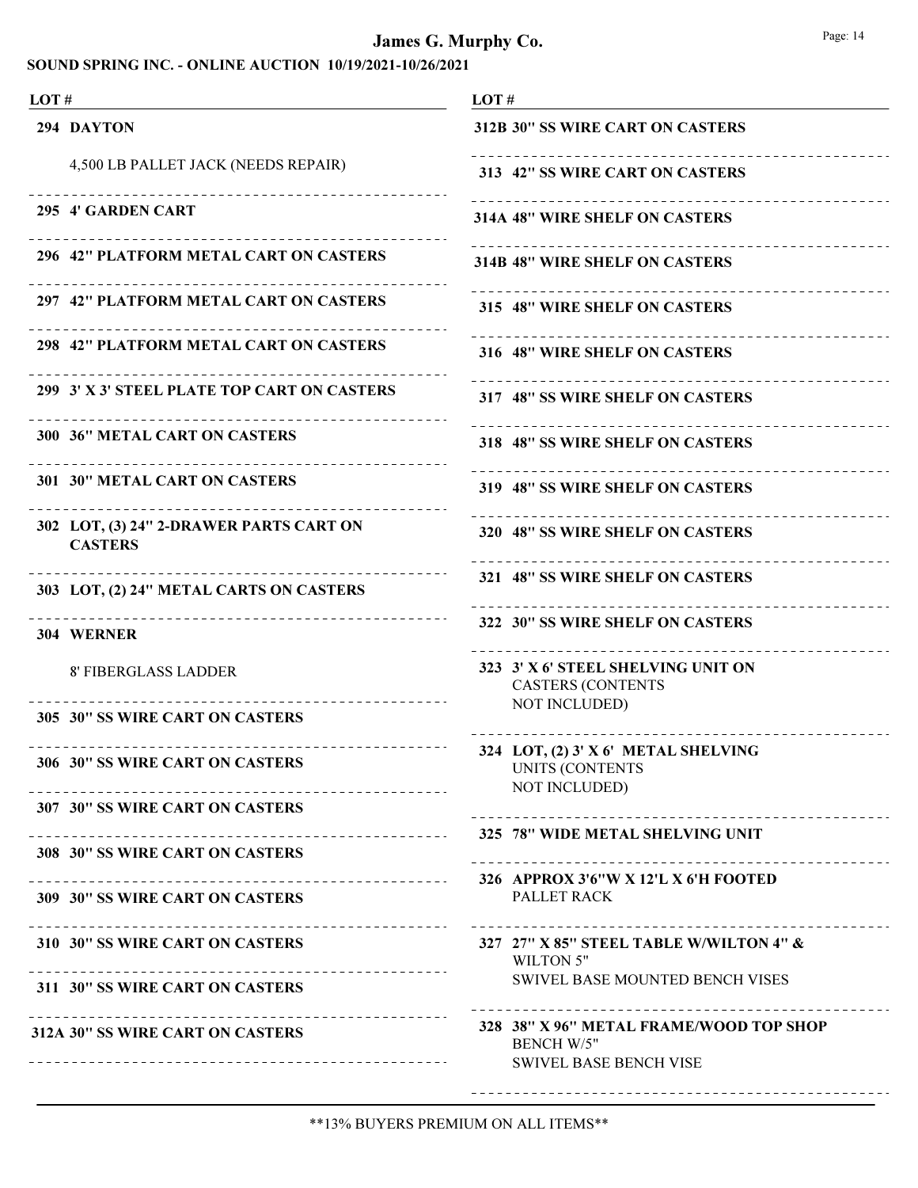# James G. Murphy Co.

## SOUND SPRING INC. - ONLINE AUCTION 10/19/2021-10/26/2021

| LOT # | |
|---|---|
| 294 | DAYTON<br>4,500 LB PALLET JACK (NEEDS REPAIR) |
| 295 | 4' GARDEN CART |
| 296 | 42" PLATFORM METAL CART ON CASTERS |
| 297 | 42" PLATFORM METAL CART ON CASTERS |
| 298 | 42" PLATFORM METAL CART ON CASTERS |
| 299 | 3' X 3' STEEL PLATE TOP CART ON CASTERS |
| 300 | 36" METAL CART ON CASTERS |
| 301 | 30" METAL CART ON CASTERS |
| 302 | LOT, (3) 24" 2-DRAWER PARTS CART ON CASTERS |
| 303 | LOT, (2) 24" METAL CARTS ON CASTERS |
| 304 | WERNER<br>8' FIBERGLASS LADDER |
| 305 | 30" SS WIRE CART ON CASTERS |
| 306 | 30" SS WIRE CART ON CASTERS |
| 307 | 30" SS WIRE CART ON CASTERS |
| 308 | 30" SS WIRE CART ON CASTERS |
| 309 | 30" SS WIRE CART ON CASTERS |
| 310 | 30" SS WIRE CART ON CASTERS |
| 311 | 30" SS WIRE CART ON CASTERS |
| 312A | 30" SS WIRE CART ON CASTERS |
| 312B | 30" SS WIRE CART ON CASTERS |
| 313 | 42" SS WIRE CART ON CASTERS |
| 314A | 48" WIRE SHELF ON CASTERS |
| 314B | 48" WIRE SHELF ON CASTERS |
| 315 | 48" WIRE SHELF ON CASTERS |
| 316 | 48" WIRE SHELF ON CASTERS |
| 317 | 48" SS WIRE SHELF ON CASTERS |
| 318 | 48" SS WIRE SHELF ON CASTERS |
| 319 | 48" SS WIRE SHELF ON CASTERS |
| 320 | 48" SS WIRE SHELF ON CASTERS |
| 321 | 48" SS WIRE SHELF ON CASTERS |
| 322 | 30" SS WIRE SHELF ON CASTERS |
| 323 | 3' X 6' STEEL SHELVING UNIT ON CASTERS (CONTENTS NOT INCLUDED) |
| 324 | LOT, (2) 3' X 6' METAL SHELVING UNITS (CONTENTS NOT INCLUDED) |
| 325 | 78" WIDE METAL SHELVING UNIT |
| 326 | APPROX 3'6"W X 12'L X 6'H FOOTED PALLET RACK |
| 327 | 27" X 85" STEEL TABLE W/WILTON 4" & WILTON 5" SWIVEL BASE MOUNTED BENCH VISES |
| 328 | 38" X 96" METAL FRAME/WOOD TOP SHOP BENCH W/5" SWIVEL BASE BENCH VISE |

**13% BUYERS PREMIUM ON ALL ITEMS**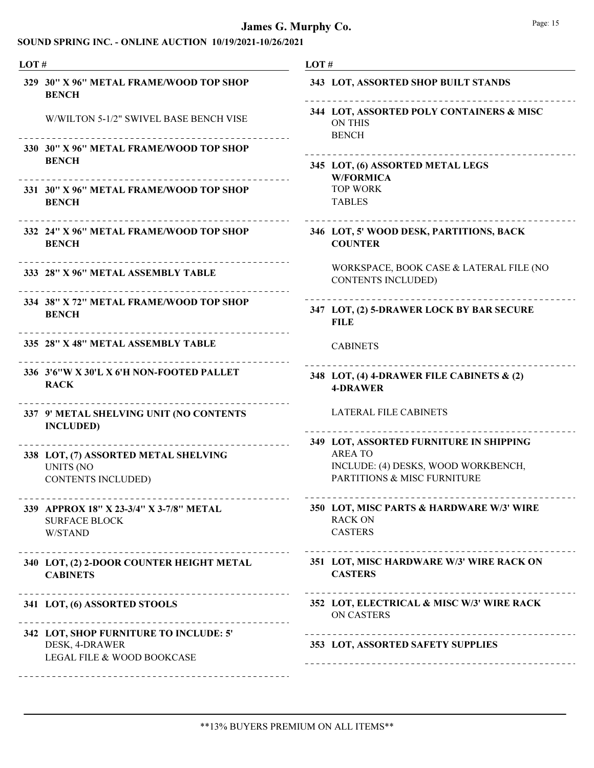# James G. Murphy Co.

## SOUND SPRING INC. - ONLINE AUCTION 10/19/2021-10/26/2021

| LOT # | |
|---|---|
| 329 | **30" X 96" METAL FRAME/WOOD TOP SHOP BENCH** W/WILTON 5-1/2" SWIVEL BASE BENCH VISE |
| 330 | **30" X 96" METAL FRAME/WOOD TOP SHOP BENCH** |
| 331 | **30" X 96" METAL FRAME/WOOD TOP SHOP BENCH** |
| 332 | **24" X 96" METAL FRAME/WOOD TOP SHOP BENCH** |
| 333 | **28" X 96" METAL ASSEMBLY TABLE** |
| 334 | **38" X 72" METAL FRAME/WOOD TOP SHOP BENCH** |
| 335 | **28" X 48" METAL ASSEMBLY TABLE** |
| 336 | **3'6"W X 30'L X 6'H NON-FOOTED PALLET RACK** |
| 337 | **9' METAL SHELVING UNIT (NO CONTENTS INCLUDED)** |
| 338 | **LOT, (7) ASSORTED METAL SHELVING** UNITS (NO CONTENTS INCLUDED) |
| 339 | **APPROX 18" X 23-3/4" X 3-7/8" METAL** SURFACE BLOCK W/STAND |
| 340 | **LOT, (2) 2-DOOR COUNTER HEIGHT METAL CABINETS** |
| 341 | **LOT, (6) ASSORTED STOOLS** |
| 342 | **LOT, SHOP FURNITURE TO INCLUDE: 5'** DESK, 4-DRAWER LEGAL FILE & WOOD BOOKCASE |
| 343 | **LOT, ASSORTED SHOP BUILT STANDS** |
| 344 | **LOT, ASSORTED POLY CONTAINERS & MISC** ON THIS BENCH |
| 345 | **LOT, (6) ASSORTED METAL LEGS W/FORMICA** TOP WORK TABLES |
| 346 | **LOT, 5' WOOD DESK, PARTITIONS, BACK COUNTER** WORKSPACE, BOOK CASE & LATERAL FILE (NO CONTENTS INCLUDED) |
| 347 | **LOT, (2) 5-DRAWER LOCK BY BAR SECURE FILE** CABINETS |
| 348 | **LOT, (4) 4-DRAWER FILE CABINETS & (2) 4-DRAWER** LATERAL FILE CABINETS |
| 349 | **LOT, ASSORTED FURNITURE IN SHIPPING** AREA TO INCLUDE: (4) DESKS, WOOD WORKBENCH, PARTITIONS & MISC FURNITURE |
| 350 | **LOT, MISC PARTS & HARDWARE W/3' WIRE** RACK ON CASTERS |
| 351 | **LOT, MISC HARDWARE W/3' WIRE RACK ON CASTERS** |
| 352 | **LOT, ELECTRICAL & MISC W/3' WIRE RACK** ON CASTERS |
| 353 | **LOT, ASSORTED SAFETY SUPPLIES** |

**13% BUYERS PREMIUM ON ALL ITEMS**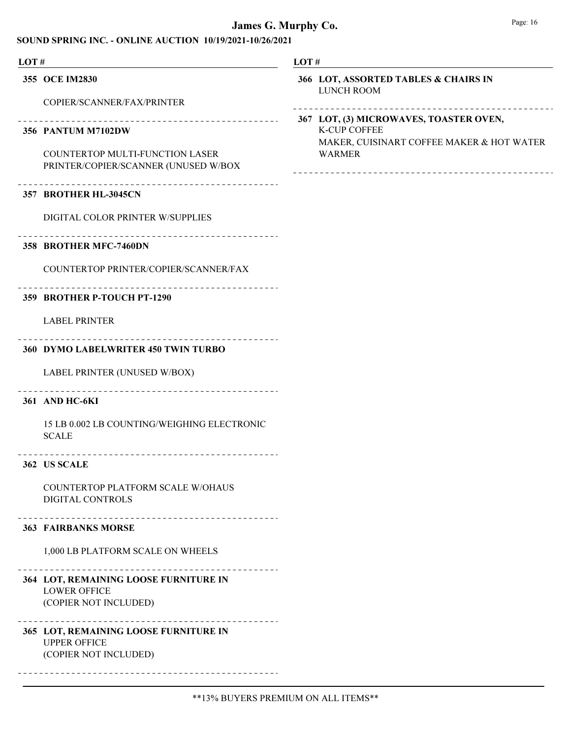| LOT # | |
|---|---|
| **355** | **OCE IM2830**<br>COPIER/SCANNER/FAX/PRINTER |
| **356** | **PANTUM M7102DW**<br>COUNTERTOP MULTI-FUNCTION LASER PRINTER/COPIER/SCANNER (UNUSED W/BOX |
| **357** | **BROTHER HL-3045CN**<br>DIGITAL COLOR PRINTER W/SUPPLIES |
| **358** | **BROTHER MFC-7460DN**<br>COUNTERTOP PRINTER/COPIER/SCANNER/FAX |
| **359** | **BROTHER P-TOUCH PT-1290**<br>LABEL PRINTER |
| **360** | **DYMO LABELWRITER 450 TWIN TURBO**<br>LABEL PRINTER (UNUSED W/BOX) |
| **361** | **AND HC-6KI**<br>15 LB 0.002 LB COUNTING/WEIGHING ELECTRONIC SCALE |
| **362** | **US SCALE**<br>COUNTERTOP PLATFORM SCALE W/OHAUS DIGITAL CONTROLS |
| **363** | **FAIRBANKS MORSE**<br>1,000 LB PLATFORM SCALE ON WHEELS |
| **364** | **LOT, REMAINING LOOSE FURNITURE IN** LOWER OFFICE (COPIER NOT INCLUDED) |
| **365** | **LOT, REMAINING LOOSE FURNITURE IN** UPPER OFFICE (COPIER NOT INCLUDED) |
| **366** | **LOT, ASSORTED TABLES & CHAIRS IN** LUNCH ROOM |
| **367** | **LOT, (3) MICROWAVES, TOASTER OVEN,** K-CUP COFFEE MAKER, CUISINART COFFEE MAKER & HOT WATER WARMER |

**13% BUYERS PREMIUM ON ALL ITEMS**